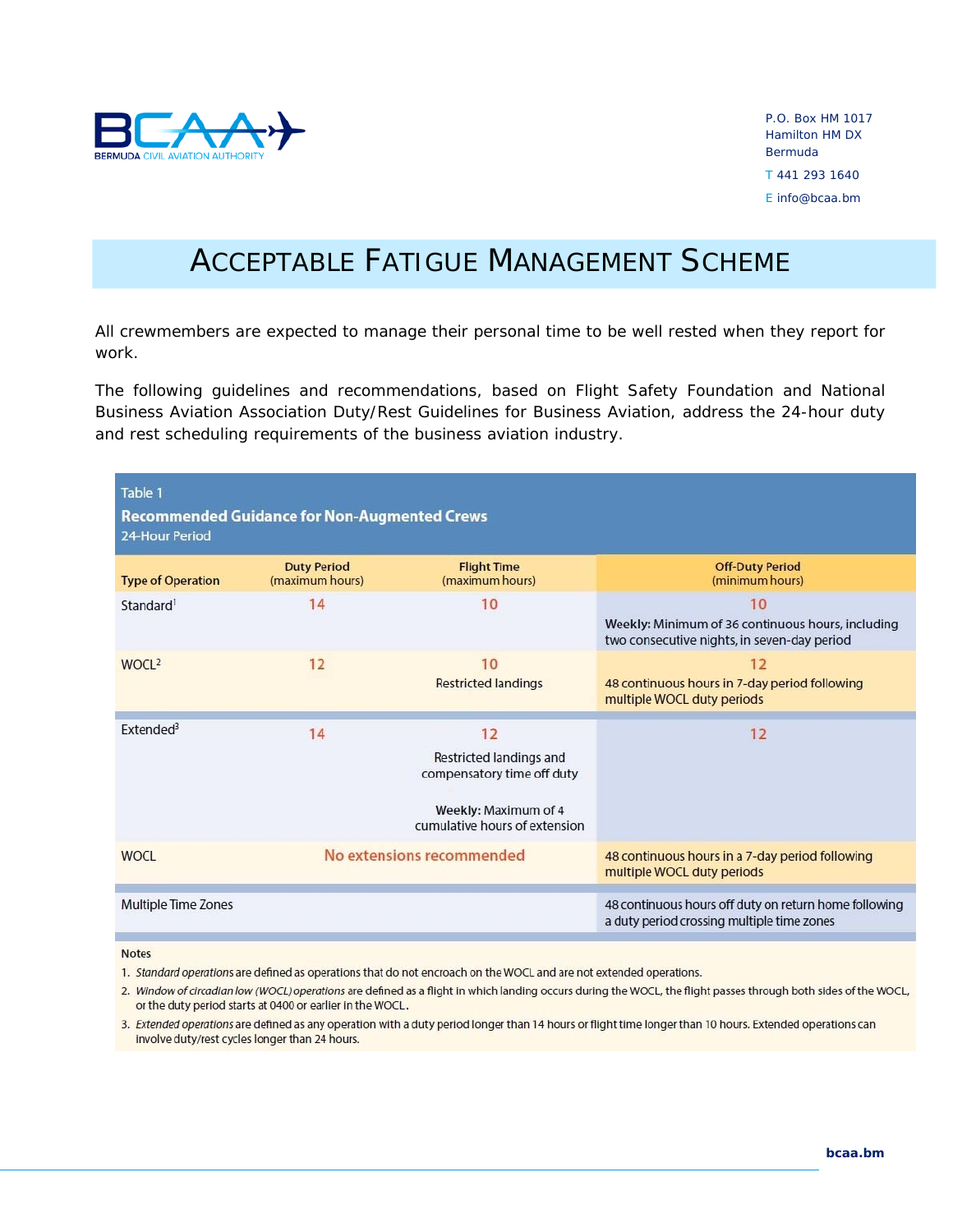P.O. Box HM 1017
Hamilton HM DX
Bermuda

T 441 293 1640

E info@bcaa.bm

# Acceptable Fatigue Management Scheme

All crewmembers are expected to manage their personal time to be well rested when they report for work.

The following guidelines and recommendations, based on Flight Safety Foundation and National Business Aviation Association Duty/Rest Guidelines for Business Aviation, address the 24-hour duty and rest scheduling requirements of the business aviation industry.

**Table 1**

**Recommended Guidance for Non-Augmented Crews**

24-Hour Period

| Type of Operation | Duty Period (maximum hours) | Flight Time (maximum hours) | Off-Duty Period (minimum hours) |
|---|---|---|---|
| Standard[1] | 14 | 10 | 10<br>**Weekly:** Minimum of 36 continuous hours, including two consecutive nights, in seven-day period |
| WOCL[2] | 12 | 10<br>Restricted landings | 12<br>48 continuous hours in 7-day period following multiple WOCL duty periods |
| Extended[3] | 14 | 12<br>Restricted landings and compensatory time off duty<br>**Weekly:** Maximum of 4 cumulative hours of extension | 12 |
| WOCL | No extensions recommended | | 48 continuous hours in a 7-day period following multiple WOCL duty periods |
| Multiple Time Zones | | | 48 continuous hours off duty on return home following a duty period crossing multiple time zones |

**Notes**

1. *Standard operations* are defined as operations that do not encroach on the WOCL and are not extended operations.
2. *Window of circadian low (WOCL) operations* are defined as a flight in which landing occurs during the WOCL, the flight passes through both sides of the WOCL, or the duty period starts at 0400 or earlier in the WOCL.
3. *Extended operations* are defined as any operation with a duty period longer than 14 hours or flight time longer than 10 hours. Extended operations can involve duty/rest cycles longer than 24 hours.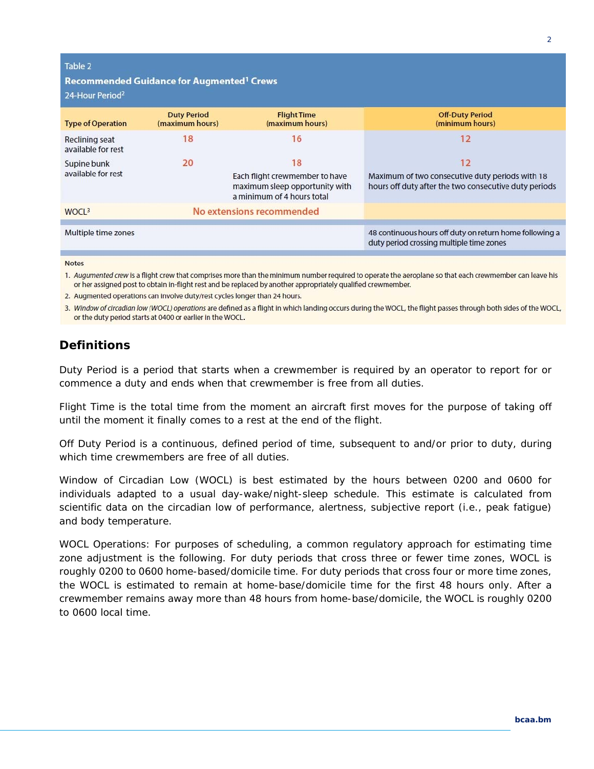Table 2

**Recommended Guidance for Augmented[1] Crews**

24-Hour Period[2]

| Type of Operation | Duty Period (maximum hours) | Flight Time (maximum hours) | Off-Duty Period (minimum hours) |
|---|---|---|---|
| Reclining seat available for rest | 18 | 16 | 12 |
| Supine bunk available for rest | 20 | 18<br>Each flight crewmember to have maximum sleep opportunity with a minimum of 4 hours total | 12<br>Maximum of two consecutive duty periods with 18 hours off duty after the two consecutive duty periods |
| WOCL[3] | No extensions recommended | | |
| Multiple time zones | | | 48 continuous hours off duty on return home following a duty period crossing multiple time zones |

**Notes**

1. *Augumented crew* is a flight crew that comprises more than the minimum number required to operate the aeroplane so that each crewmember can leave his or her assigned post to obtain in-flight rest and be replaced by another appropriately qualified crewmember.
2. Augmented operations can involve duty/rest cycles longer than 24 hours.
3. *Window of circadian low (WOCL) operations* are defined as a flight in which landing occurs during the WOCL, the flight passes through both sides of the WOCL, or the duty period starts at 0400 or earlier in the WOCL.

## Definitions

Duty Period is a period that starts when a crewmember is required by an operator to report for or commence a duty and ends when that crewmember is free from all duties.

Flight Time is the total time from the moment an aircraft first moves for the purpose of taking off until the moment it finally comes to a rest at the end of the flight.

Off Duty Period is a continuous, defined period of time, subsequent to and/or prior to duty, during which time crewmembers are free of all duties.

Window of Circadian Low (WOCL) is best estimated by the hours between 0200 and 0600 for individuals adapted to a usual day-wake/night-sleep schedule. This estimate is calculated from scientific data on the circadian low of performance, alertness, subjective report (i.e., peak fatigue) and body temperature.

WOCL Operations: For purposes of scheduling, a common regulatory approach for estimating time zone adjustment is the following. For duty periods that cross three or fewer time zones, WOCL is roughly 0200 to 0600 home-based/domicile time. For duty periods that cross four or more time zones, the WOCL is estimated to remain at home-base/domicile time for the first 48 hours only. After a crewmember remains away more than 48 hours from home-base/domicile, the WOCL is roughly 0200 to 0600 local time.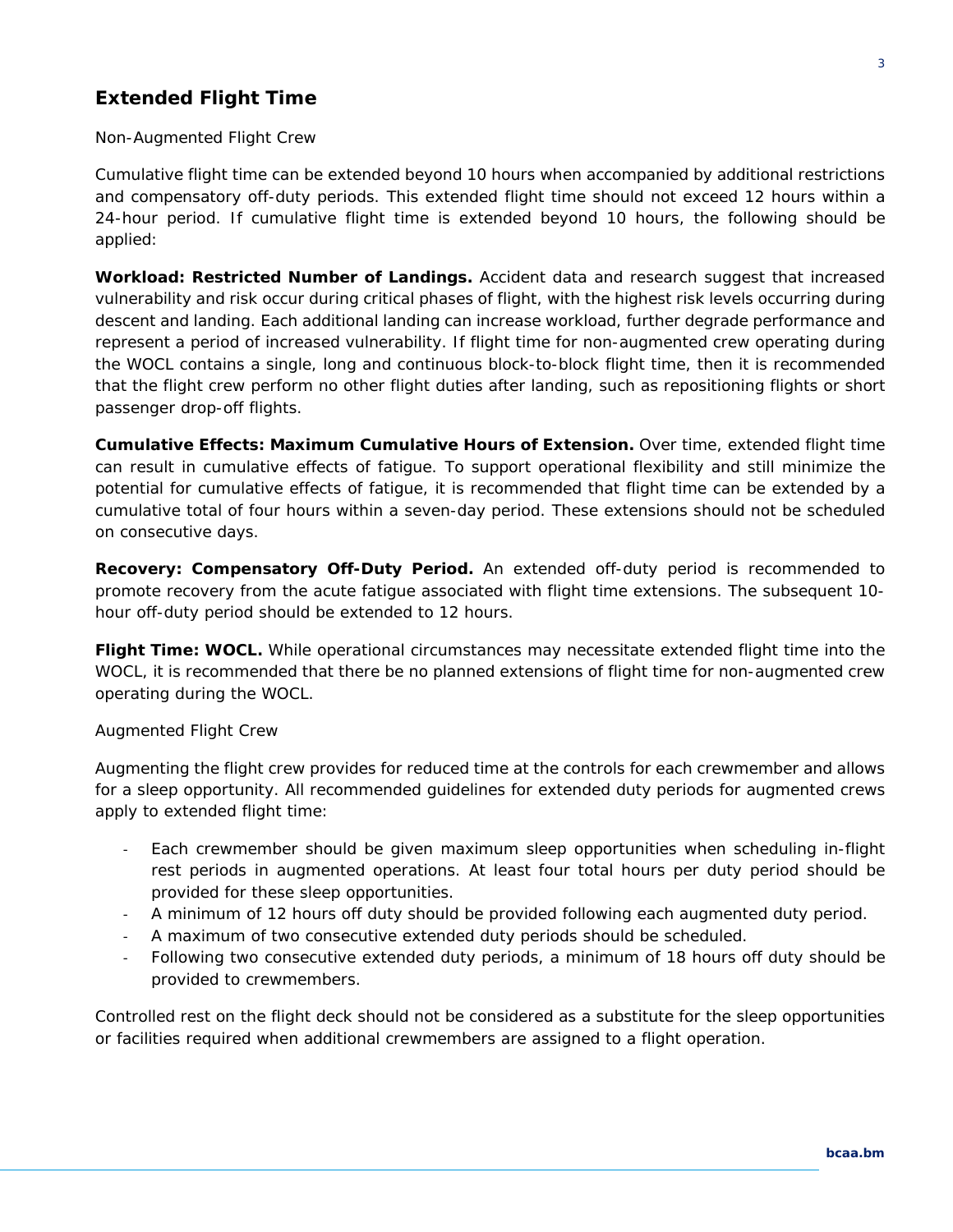## Extended Flight Time

Non-Augmented Flight Crew

Cumulative flight time can be extended beyond 10 hours when accompanied by additional restrictions and compensatory off-duty periods. This extended flight time should not exceed 12 hours within a 24-hour period. If cumulative flight time is extended beyond 10 hours, the following should be applied:

**Workload: Restricted Number of Landings.** Accident data and research suggest that increased vulnerability and risk occur during critical phases of flight, with the highest risk levels occurring during descent and landing. Each additional landing can increase workload, further degrade performance and represent a period of increased vulnerability. If flight time for non-augmented crew operating during the WOCL contains a single, long and continuous block-to-block flight time, then it is recommended that the flight crew perform no other flight duties after landing, such as repositioning flights or short passenger drop-off flights.

**Cumulative Effects: Maximum Cumulative Hours of Extension.** Over time, extended flight time can result in cumulative effects of fatigue. To support operational flexibility and still minimize the potential for cumulative effects of fatigue, it is recommended that flight time can be extended by a cumulative total of four hours within a seven-day period. These extensions should not be scheduled on consecutive days.

**Recovery: Compensatory Off-Duty Period.** An extended off-duty period is recommended to promote recovery from the acute fatigue associated with flight time extensions. The subsequent 10-hour off-duty period should be extended to 12 hours.

**Flight Time: WOCL.** While operational circumstances may necessitate extended flight time into the WOCL, it is recommended that there be no planned extensions of flight time for non-augmented crew operating during the WOCL.

Augmented Flight Crew

Augmenting the flight crew provides for reduced time at the controls for each crewmember and allows for a sleep opportunity. All recommended guidelines for extended duty periods for augmented crews apply to extended flight time:

- Each crewmember should be given maximum sleep opportunities when scheduling in-flight rest periods in augmented operations. At least four total hours per duty period should be provided for these sleep opportunities.
- A minimum of 12 hours off duty should be provided following each augmented duty period.
- A maximum of two consecutive extended duty periods should be scheduled.
- Following two consecutive extended duty periods, a minimum of 18 hours off duty should be provided to crewmembers.

Controlled rest on the flight deck should not be considered as a substitute for the sleep opportunities or facilities required when additional crewmembers are assigned to a flight operation.